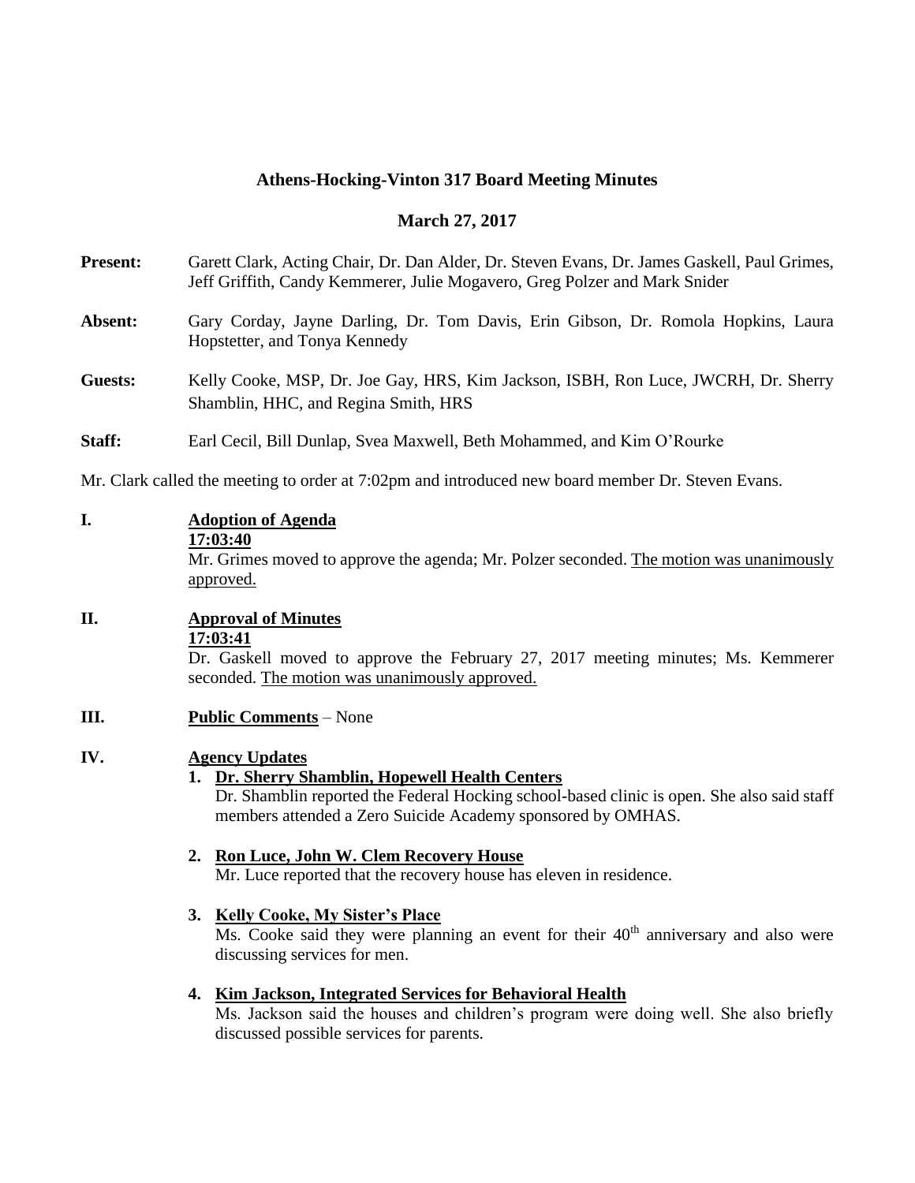# Athens-Hocking-Vinton 317 Board Meeting Minutes

## March 27, 2017

**Present:** Garett Clark, Acting Chair, Dr. Dan Alder, Dr. Steven Evans, Dr. James Gaskell, Paul Grimes, Jeff Griffith, Candy Kemmerer, Julie Mogavero, Greg Polzer and Mark Snider

**Absent:** Gary Corday, Jayne Darling, Dr. Tom Davis, Erin Gibson, Dr. Romola Hopkins, Laura Hopstetter, and Tonya Kennedy

**Guests:** Kelly Cooke, MSP, Dr. Joe Gay, HRS, Kim Jackson, ISBH, Ron Luce, JWCRH, Dr. Sherry Shamblin, HHC, and Regina Smith, HRS

**Staff:** Earl Cecil, Bill Dunlap, Svea Maxwell, Beth Mohammed, and Kim O'Rourke

Mr. Clark called the meeting to order at 7:02pm and introduced new board member Dr. Steven Evans.

**I. Adoption of Agenda**

**17:03:40**

Mr. Grimes moved to approve the agenda; Mr. Polzer seconded. The motion was unanimously approved.

**II. Approval of Minutes**

**17:03:41**

Dr. Gaskell moved to approve the February 27, 2017 meeting minutes; Ms. Kemmerer seconded. The motion was unanimously approved.

**III. Public Comments** – None

**IV. Agency Updates**

1. **Dr. Sherry Shamblin, Hopewell Health Centers**
   Dr. Shamblin reported the Federal Hocking school-based clinic is open. She also said staff members attended a Zero Suicide Academy sponsored by OMHAS.

2. **Ron Luce, John W. Clem Recovery House**
   Mr. Luce reported that the recovery house has eleven in residence.

3. **Kelly Cooke, My Sister's Place**
   Ms. Cooke said they were planning an event for their 40th anniversary and also were discussing services for men.

4. **Kim Jackson, Integrated Services for Behavioral Health**
   Ms. Jackson said the houses and children's program were doing well. She also briefly discussed possible services for parents.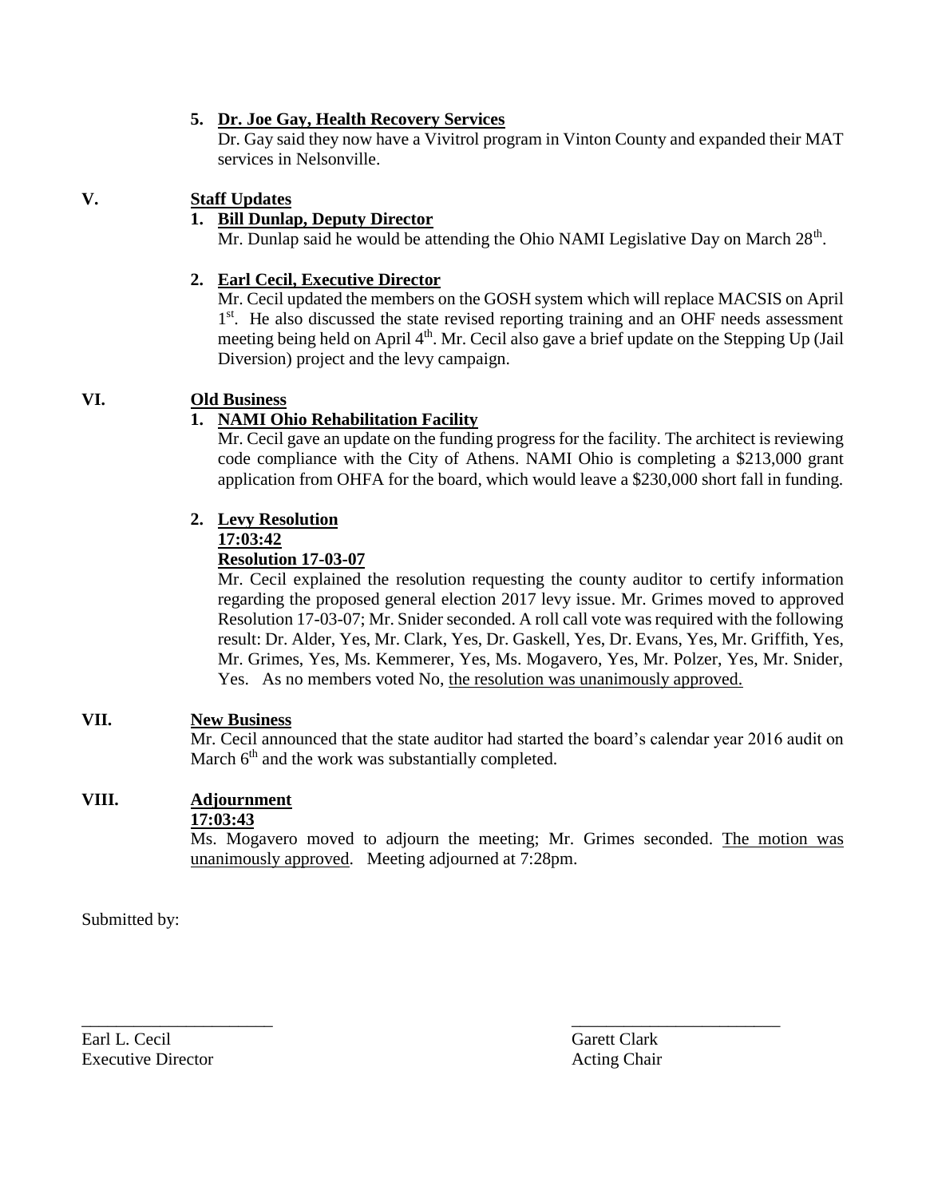5. **Dr. Joe Gay, Health Recovery Services**

   Dr. Gay said they now have a Vivitrol program in Vinton County and expanded their MAT services in Nelsonville.

## V. Staff Updates

1. **Bill Dunlap, Deputy Director**

   Mr. Dunlap said he would be attending the Ohio NAMI Legislative Day on March 28th.

2. **Earl Cecil, Executive Director**

   Mr. Cecil updated the members on the GOSH system which will replace MACSIS on April 1st. He also discussed the state revised reporting training and an OHF needs assessment meeting being held on April 4th. Mr. Cecil also gave a brief update on the Stepping Up (Jail Diversion) project and the levy campaign.

## VI. Old Business

1. **NAMI Ohio Rehabilitation Facility**

   Mr. Cecil gave an update on the funding progress for the facility. The architect is reviewing code compliance with the City of Athens. NAMI Ohio is completing a $213,000 grant application from OHFA for the board, which would leave a $230,000 short fall in funding.

2. **Levy Resolution**

   **17:03:42**

   **Resolution 17-03-07**

   Mr. Cecil explained the resolution requesting the county auditor to certify information regarding the proposed general election 2017 levy issue. Mr. Grimes moved to approved Resolution 17-03-07; Mr. Snider seconded. A roll call vote was required with the following result: Dr. Alder, Yes, Mr. Clark, Yes, Dr. Gaskell, Yes, Dr. Evans, Yes, Mr. Griffith, Yes, Mr. Grimes, Yes, Ms. Kemmerer, Yes, Ms. Mogavero, Yes, Mr. Polzer, Yes, Mr. Snider, Yes. As no members voted No, the resolution was unanimously approved.

## VII. New Business

Mr. Cecil announced that the state auditor had started the board's calendar year 2016 audit on March 6th and the work was substantially completed.

## VIII. Adjournment

**17:03:43**

Ms. Mogavero moved to adjourn the meeting; Mr. Grimes seconded. The motion was unanimously approved. Meeting adjourned at 7:28pm.

Submitted by:

______________________

Earl L. Cecil
Executive Director

______________________

Garett Clark
Acting Chair